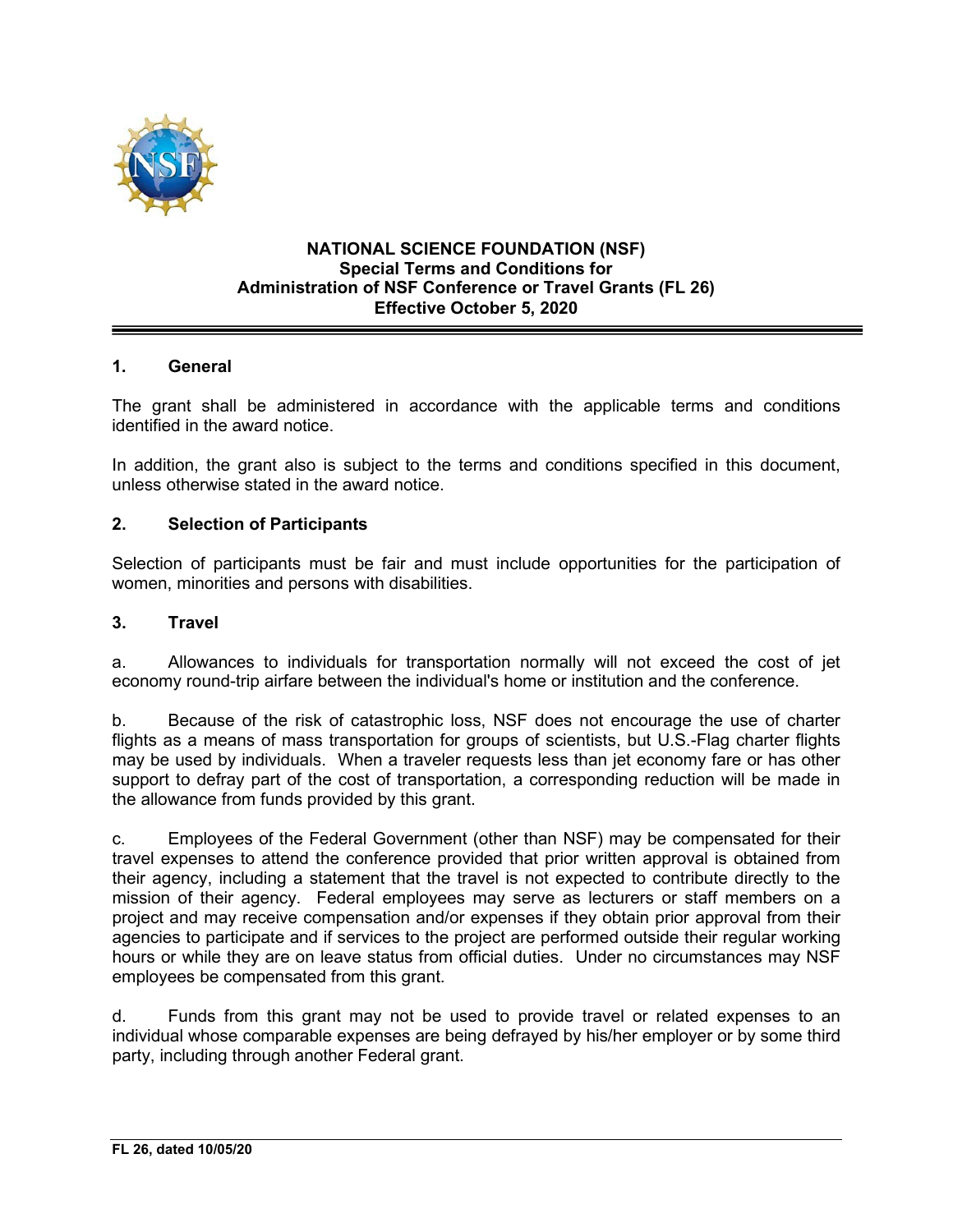# NATIONAL SCIENCE FOUNDATION (NSF)
## Special Terms and Conditions for Administration of NSF Conference or Travel Grants (FL 26)
### Effective October 5, 2020

---

## 1. General

The grant shall be administered in accordance with the applicable terms and conditions identified in the award notice.

In addition, the grant also is subject to the terms and conditions specified in this document, unless otherwise stated in the award notice.

## 2. Selection of Participants

Selection of participants must be fair and must include opportunities for the participation of women, minorities and persons with disabilities.

## 3. Travel

a. Allowances to individuals for transportation normally will not exceed the cost of jet economy round-trip airfare between the individual's home or institution and the conference.

b. Because of the risk of catastrophic loss, NSF does not encourage the use of charter flights as a means of mass transportation for groups of scientists, but U.S.-Flag charter flights may be used by individuals. When a traveler requests less than jet economy fare or has other support to defray part of the cost of transportation, a corresponding reduction will be made in the allowance from funds provided by this grant.

c. Employees of the Federal Government (other than NSF) may be compensated for their travel expenses to attend the conference provided that prior written approval is obtained from their agency, including a statement that the travel is not expected to contribute directly to the mission of their agency. Federal employees may serve as lecturers or staff members on a project and may receive compensation and/or expenses if they obtain prior approval from their agencies to participate and if services to the project are performed outside their regular working hours or while they are on leave status from official duties. Under no circumstances may NSF employees be compensated from this grant.

d. Funds from this grant may not be used to provide travel or related expenses to an individual whose comparable expenses are being defrayed by his/her employer or by some third party, including through another Federal grant.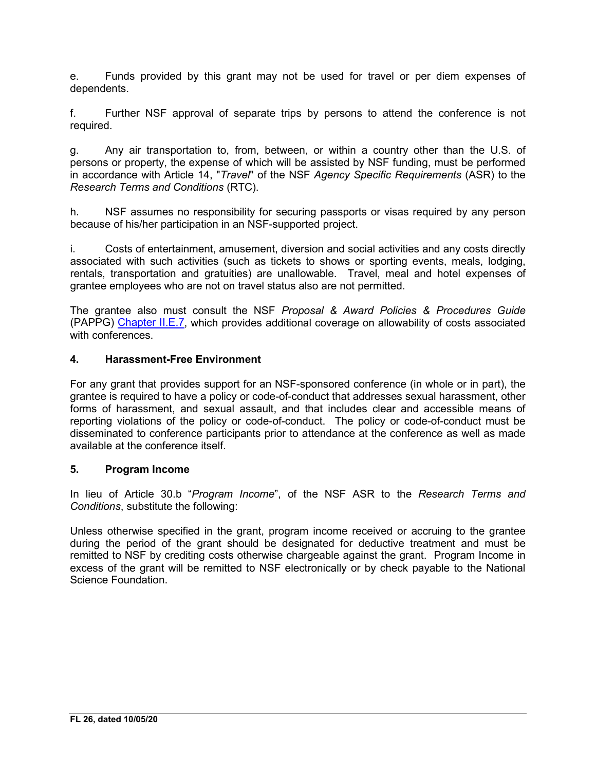e. Funds provided by this grant may not be used for travel or per diem expenses of dependents.

f. Further NSF approval of separate trips by persons to attend the conference is not required.

g. Any air transportation to, from, between, or within a country other than the U.S. of persons or property, the expense of which will be assisted by NSF funding, must be performed in accordance with Article 14, "*Travel*" of the NSF *Agency Specific Requirements* (ASR) to the *Research Terms and Conditions* (RTC).

h. NSF assumes no responsibility for securing passports or visas required by any person because of his/her participation in an NSF-supported project.

i. Costs of entertainment, amusement, diversion and social activities and any costs directly associated with such activities (such as tickets to shows or sporting events, meals, lodging, rentals, transportation and gratuities) are unallowable. Travel, meal and hotel expenses of grantee employees who are not on travel status also are not permitted.

The grantee also must consult the NSF *Proposal & Award Policies & Procedures Guide* (PAPPG) Chapter II.E.7, which provides additional coverage on allowability of costs associated with conferences.

**4. Harassment-Free Environment**

For any grant that provides support for an NSF-sponsored conference (in whole or in part), the grantee is required to have a policy or code-of-conduct that addresses sexual harassment, other forms of harassment, and sexual assault, and that includes clear and accessible means of reporting violations of the policy or code-of-conduct. The policy or code-of-conduct must be disseminated to conference participants prior to attendance at the conference as well as made available at the conference itself.

**5. Program Income**

In lieu of Article 30.b "*Program Income*", of the NSF ASR to the *Research Terms and Conditions*, substitute the following:

Unless otherwise specified in the grant, program income received or accruing to the grantee during the period of the grant should be designated for deductive treatment and must be remitted to NSF by crediting costs otherwise chargeable against the grant. Program Income in excess of the grant will be remitted to NSF electronically or by check payable to the National Science Foundation.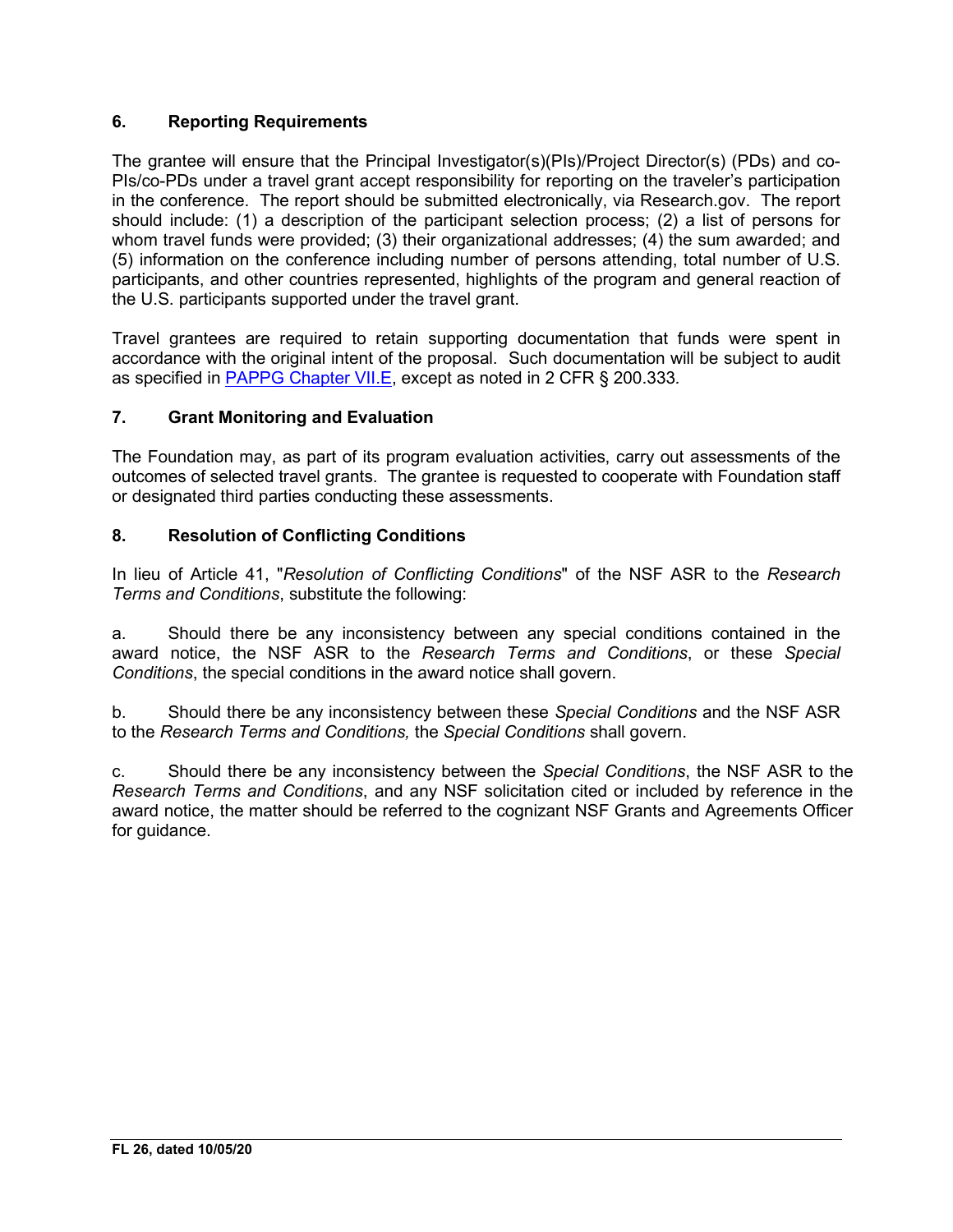## 6. Reporting Requirements

The grantee will ensure that the Principal Investigator(s)(PIs)/Project Director(s) (PDs) and co-PIs/co-PDs under a travel grant accept responsibility for reporting on the traveler's participation in the conference. The report should be submitted electronically, via Research.gov. The report should include: (1) a description of the participant selection process; (2) a list of persons for whom travel funds were provided; (3) their organizational addresses; (4) the sum awarded; and (5) information on the conference including number of persons attending, total number of U.S. participants, and other countries represented, highlights of the program and general reaction of the U.S. participants supported under the travel grant.

Travel grantees are required to retain supporting documentation that funds were spent in accordance with the original intent of the proposal. Such documentation will be subject to audit as specified in PAPPG Chapter VII.E, except as noted in 2 CFR § 200.333.

## 7. Grant Monitoring and Evaluation

The Foundation may, as part of its program evaluation activities, carry out assessments of the outcomes of selected travel grants. The grantee is requested to cooperate with Foundation staff or designated third parties conducting these assessments.

## 8. Resolution of Conflicting Conditions

In lieu of Article 41, "*Resolution of Conflicting Conditions*" of the NSF ASR to the *Research Terms and Conditions*, substitute the following:

a. Should there be any inconsistency between any special conditions contained in the award notice, the NSF ASR to the *Research Terms and Conditions*, or these *Special Conditions*, the special conditions in the award notice shall govern.

b. Should there be any inconsistency between these *Special Conditions* and the NSF ASR to the *Research Terms and Conditions,* the *Special Conditions* shall govern.

c. Should there be any inconsistency between the *Special Conditions*, the NSF ASR to the *Research Terms and Conditions*, and any NSF solicitation cited or included by reference in the award notice, the matter should be referred to the cognizant NSF Grants and Agreements Officer for guidance.